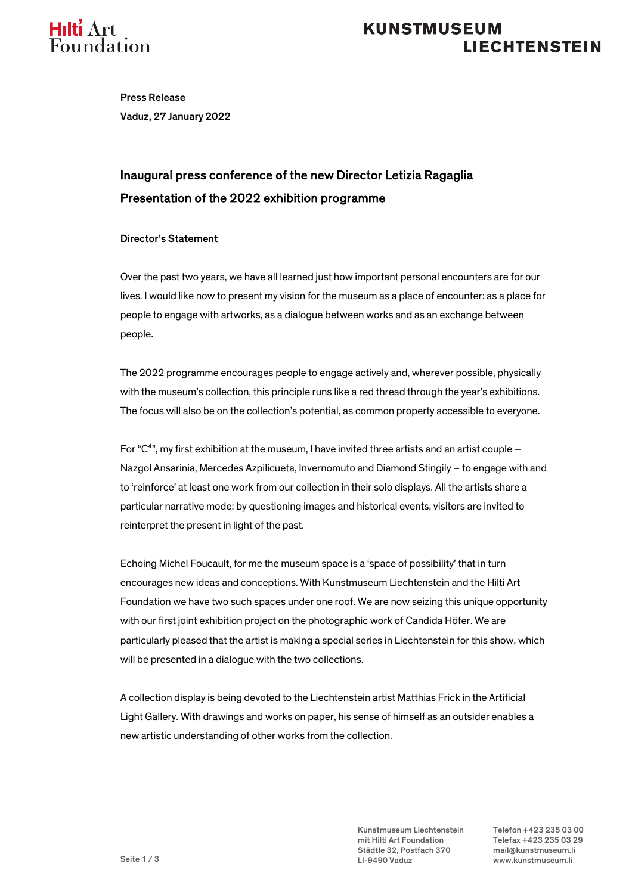Press Release

Vaduz, 27 January 2022

## Inaugural press conference of the new Director Letizia Ragaglia

## Presentation of the 2022 exhibition programme

### Director's Statement

Over the past two years, we have all learned just how important personal encounters are for our lives. I would like now to present my vision for the museum as a place of encounter: as a place for people to engage with artworks, as a dialogue between works and as an exchange between people.

The 2022 programme encourages people to engage actively and, wherever possible, physically with the museum's collection, this principle runs like a red thread through the year's exhibitions. The focus will also be on the collection's potential, as common property accessible to everyone.

For "$C^4$", my first exhibition at the museum, I have invited three artists and an artist couple – Nazgol Ansarinia, Mercedes Azpilicueta, Invernomuto and Diamond Stingily – to engage with and to 'reinforce' at least one work from our collection in their solo displays. All the artists share a particular narrative mode: by questioning images and historical events, visitors are invited to reinterpret the present in light of the past.

Echoing Michel Foucault, for me the museum space is a 'space of possibility' that in turn encourages new ideas and conceptions. With Kunstmuseum Liechtenstein and the Hilti Art Foundation we have two such spaces under one roof. We are now seizing this unique opportunity with our first joint exhibition project on the photographic work of Candida Höfer. We are particularly pleased that the artist is making a special series in Liechtenstein for this show, which will be presented in a dialogue with the two collections.

A collection display is being devoted to the Liechtenstein artist Matthias Frick in the Artificial Light Gallery. With drawings and works on paper, his sense of himself as an outsider enables a new artistic understanding of other works from the collection.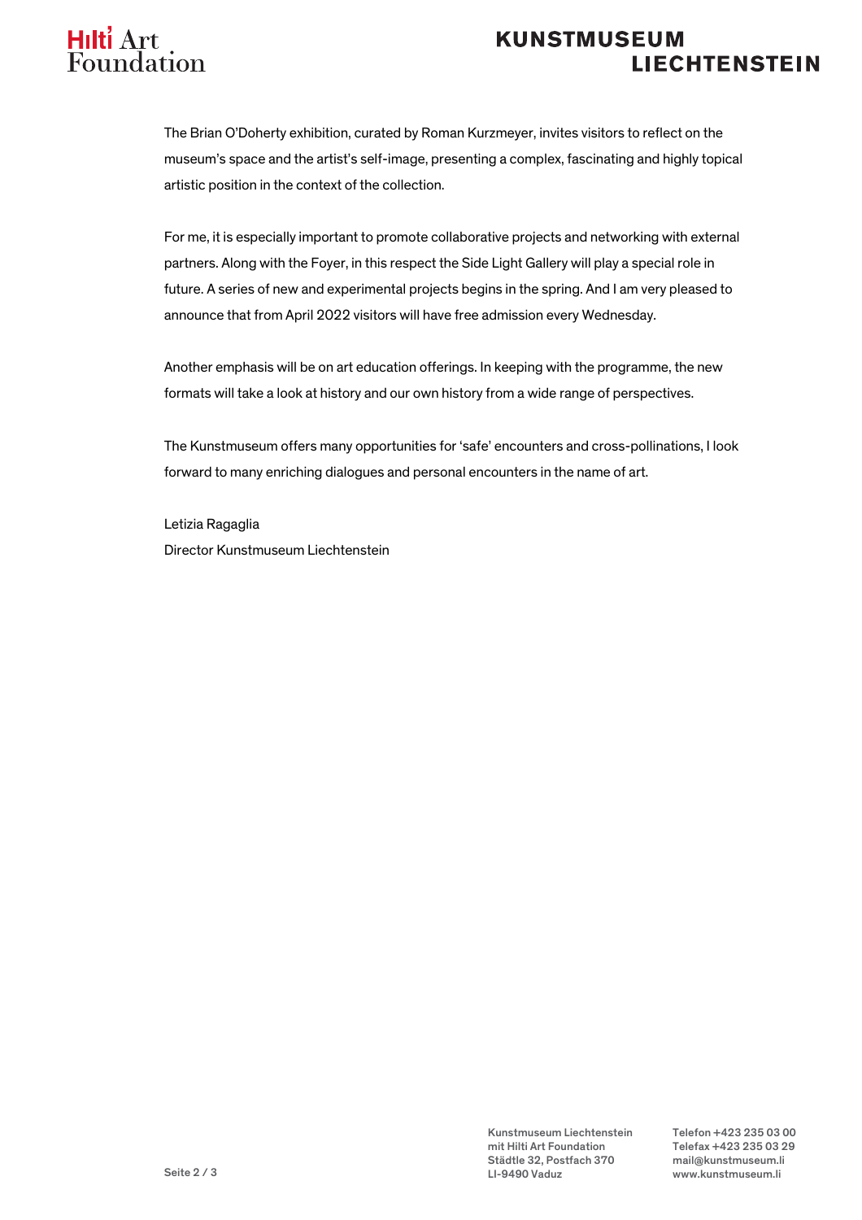The Brian O'Doherty exhibition, curated by Roman Kurzmeyer, invites visitors to reflect on the museum's space and the artist's self-image, presenting a complex, fascinating and highly topical artistic position in the context of the collection.

For me, it is especially important to promote collaborative projects and networking with external partners. Along with the Foyer, in this respect the Side Light Gallery will play a special role in future. A series of new and experimental projects begins in the spring. And I am very pleased to announce that from April 2022 visitors will have free admission every Wednesday.

Another emphasis will be on art education offerings. In keeping with the programme, the new formats will take a look at history and our own history from a wide range of perspectives.

The Kunstmuseum offers many opportunities for 'safe' encounters and cross-pollinations, I look forward to many enriching dialogues and personal encounters in the name of art.

Letizia Ragaglia
Director Kunstmuseum Liechtenstein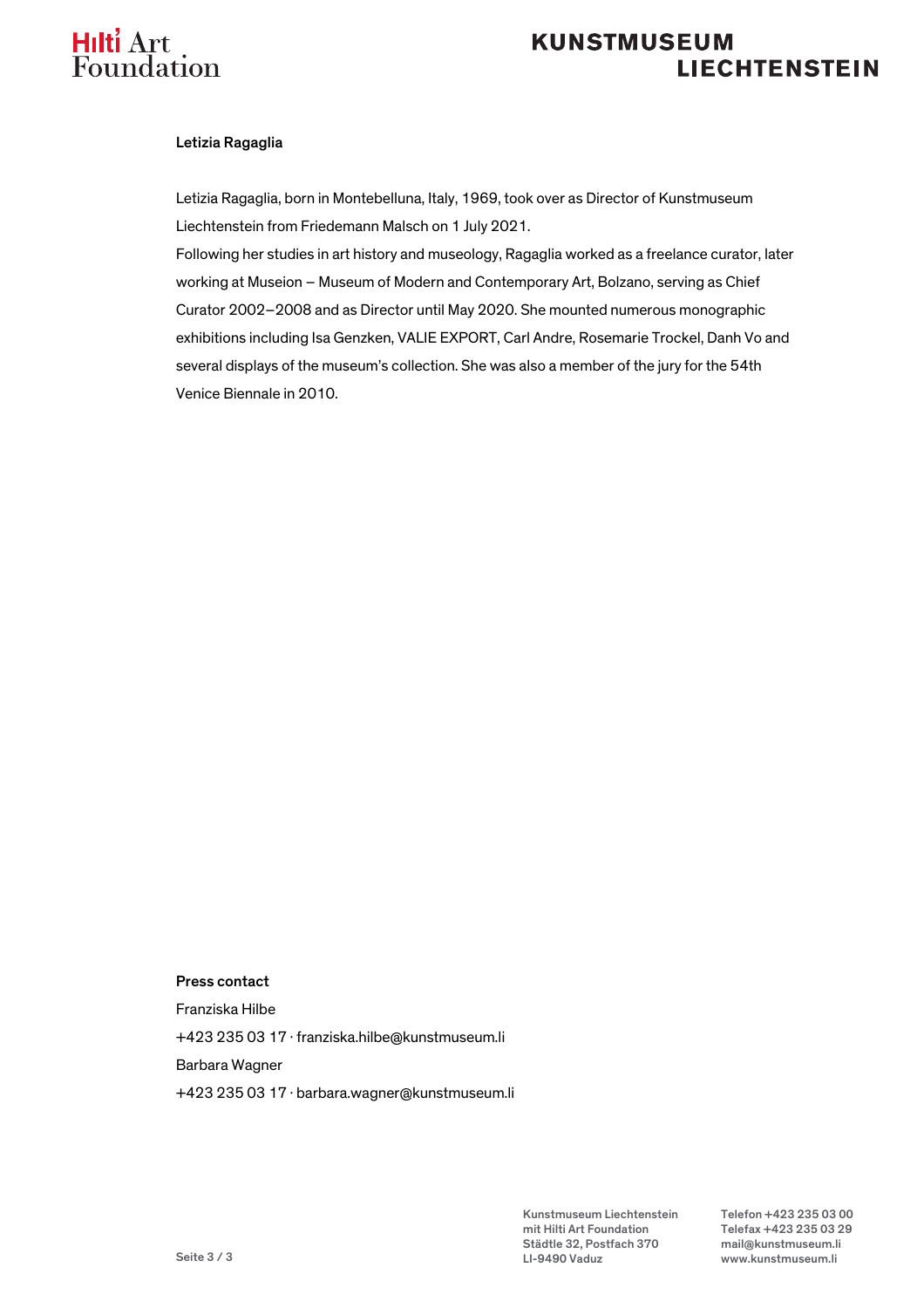**Letizia Ragaglia**

Letizia Ragaglia, born in Montebelluna, Italy, 1969, took over as Director of Kunstmuseum Liechtenstein from Friedemann Malsch on 1 July 2021.
Following her studies in art history and museology, Ragaglia worked as a freelance curator, later working at Museion – Museum of Modern and Contemporary Art, Bolzano, serving as Chief Curator 2002–2008 and as Director until May 2020. She mounted numerous monographic exhibitions including Isa Genzken, VALIE EXPORT, Carl Andre, Rosemarie Trockel, Danh Vo and several displays of the museum's collection. She was also a member of the jury for the 54th Venice Biennale in 2010.

**Press contact**
Franziska Hilbe
+423 235 03 17 · franziska.hilbe@kunstmuseum.li
Barbara Wagner
+423 235 03 17 · barbara.wagner@kunstmuseum.li